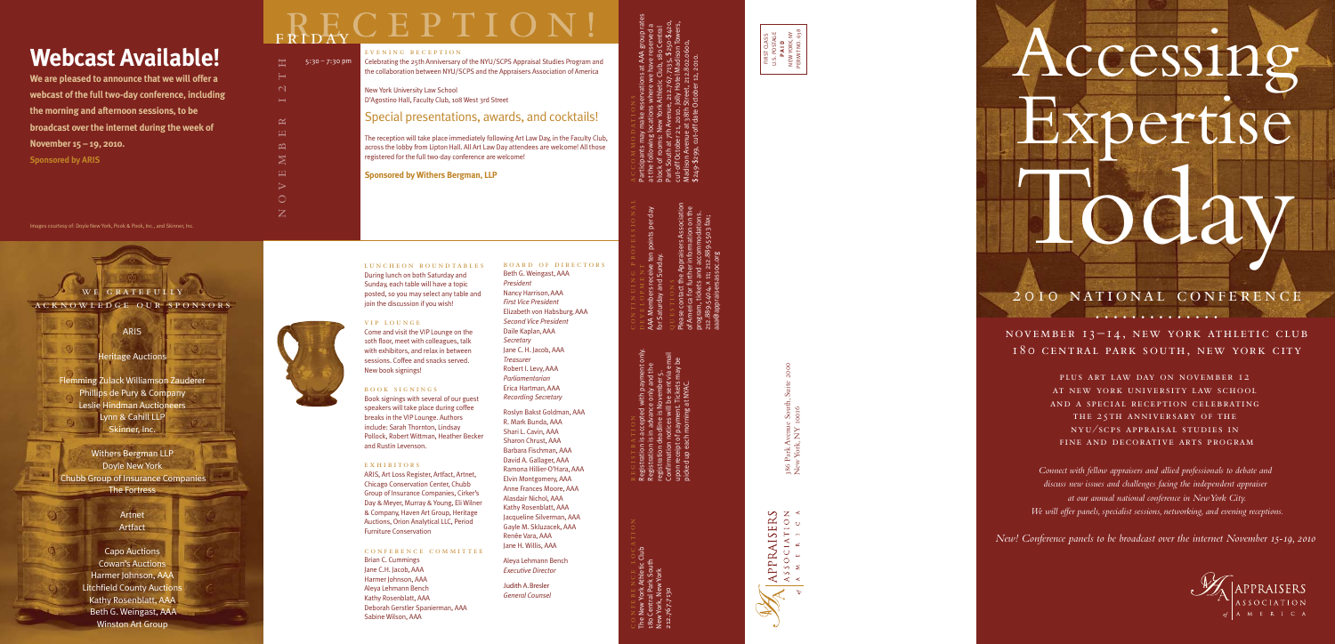# Webcast Available!

**We are pleased to announce that we will offer a webcast of the full two-day conference, including the morning and afternoon sessions, to be broadcast over the internet during the week of November 15 – 19, 2010.**

**Sponsored by ARIS**

Images courtesy of: Doyle New York, Pook & Pook, Inc., and Skinner, Inc.

## We Gratefully Acknowledge Our Sponsors

ARIS

Heritage Auctions

Flemming Zulack Williamson Zauderer

Phillips de Pury & Company

Leslie Hindman Auctioneers

Lynn & Cahill LLP

Skinner, Inc.

Withers Bergman LLP

Doyle New York

Chubb Group of Insurance Companies

The Fortress

Artnet

Artfact

Capo Auctions

Cowan's Auctions

Harmer Johnson, AAA

Litchfield County Auctions

Kathy Rosenblatt, AAA

Beth G. Weingast, AAA

Winston Art Group

# Friday Reception!

November 12th

5:30 – 7:30 pm

### Evening Reception

Celebrating the 25th Anniversary of the NYU/SCPS Appraisal Studies Program and the collaboration between NYU/SCPS and the Appraisers Association of America

New York University Law School
D'Agostino Hall, Faculty Club, 108 West 3rd Street

## Special presentations, awards, and cocktails!

The reception will take place immediately following Art Law Day, in the Faculty Club, across the lobby from Lipton Hall. All Art Law Day attendees are welcome! All those registered for the full two-day conference are welcome!

**Sponsored by Withers Bergman, LLP**

### Luncheon Roundtables

During lunch on both Saturday and Sunday, each table will have a topic posted, so you may select any table and join the discussion if you wish!

### VIP Lounge

Come and visit the VIP Lounge on the 10th floor, meet with colleagues, talk with exhibitors, and relax in between sessions. Coffee and snacks served. New book signings!

### Book Signings

Book signings with several of our guest speakers will take place during coffee breaks in the VIP Lounge. Authors include: Sarah Thornton, Lindsay Pollock, Robert Wittman, Heather Becker and Rustin Levenson.

### Exhibitors

ARIS, Art Loss Register, Artfact, Artnet, Chicago Conservation Center, Chubb Group of Insurance Companies, Cirker's Day & Meyer, Murray & Young, Eli Wilner & Company, Haven Art Group, Heritage Auctions, Orion Analytical LLC, Period Furniture Conservation

### Conference Committee

Brian C. Cummings
Jane C.H. Jacob, AAA
Harmer Johnson, AAA
Aleya Lehmann Bench
Kathy Rosenblatt, AAA
Deborah Gerstler Spanierman, AAA
Sabine Wilson, AAA

### Board of Directors

Beth G. Weingast, AAA
*President*
Nancy Harrison, AAA
*First Vice President*
Elizabeth von Habsburg, AAA
*Second Vice President*
Daile Kaplan, AAA
*Secretary*
Jane C. H. Jacob, AAA
*Treasurer*
Robert I. Levy, AAA
*Parliamentarian*
Erica Hartman, AAA
*Recording Secretary*

Roslyn Bakst Goldman, AAA
R. Mark Bunda, AAA
Shari L. Cavin, AAA
Sharon Chrust, AAA
Barbara Fischman, AAA
David A. Gallager, AAA
Ramona Hillier-O'Hara, AAA
Elvin Montgomery, AAA
Anne Frances Moore, AAA
Alasdair Nichol, AAA
Kathy Rosenblatt, AAA
Jacqueline Silverman, AAA
Gayle M. Skluzacek, AAA
Renée Vara, AAA
Jane H. Willis, AAA

Aleya Lehmann Bench
*Executive Director*

Judith A. Bresler
*General Counsel*

### Conference Location

The New York Athletic Club
180 Central Park South
New York, New York
212.767.7130

### Registration

Registration is accepted with payment only. Registration is in advance only and the registration deadline is November 5. Confirmation notices will be sent via email upon receipt of payment. Tickets may be picked up each morning at NYAC.

### Continuing Professional Development

AAA Members receive ten points per day for Saturday and Sunday.

### Questions

Please contact the Appraisers Association of America for further information on the program, tickets and accommodations. 212.889.5404 x 11 or 212.889.5503 fax; aaa@appraisersassoc.org

### Accommodations

Participants may make reservations at AAA group rates at the following locations where we have reserved a block of rooms: New York Athletic Club, 180 Central Park South at 7th Avenue, 212.767.7135, $250-$420, cut-off October 21, 2010. Jolly Hotel Madison Towers, Madison Avenue at 38th Street, 212.802.0600, $249-$299, cut-off date October 12, 2010.

Appraisers Association of America
386 Park Avenue South, Suite 2000
New York, NY 10016

FIRST CLASS
U.S. POSTAGE
PAID
NEW YORK, NY
PERMIT NO. 198

# Accessing Expertise Today

## 2010 National Conference

November 13–14, New York Athletic Club
180 Central Park South, New York City

Plus Art Law Day on November 12 at New York University Law School and a special reception celebrating the 25th anniversary of the NYU/SCPS Appraisal Studies in Fine and Decorative Arts Program

*Connect with fellow appraisers and allied professionals to debate and discuss new issues and challenges facing the independent appraiser at our annual national conference in New York City. We will offer panels, specialist sessions, networking, and evening receptions.*

*New! Conference panels to be broadcast over the internet November 15-19, 2010*

Appraisers Association of America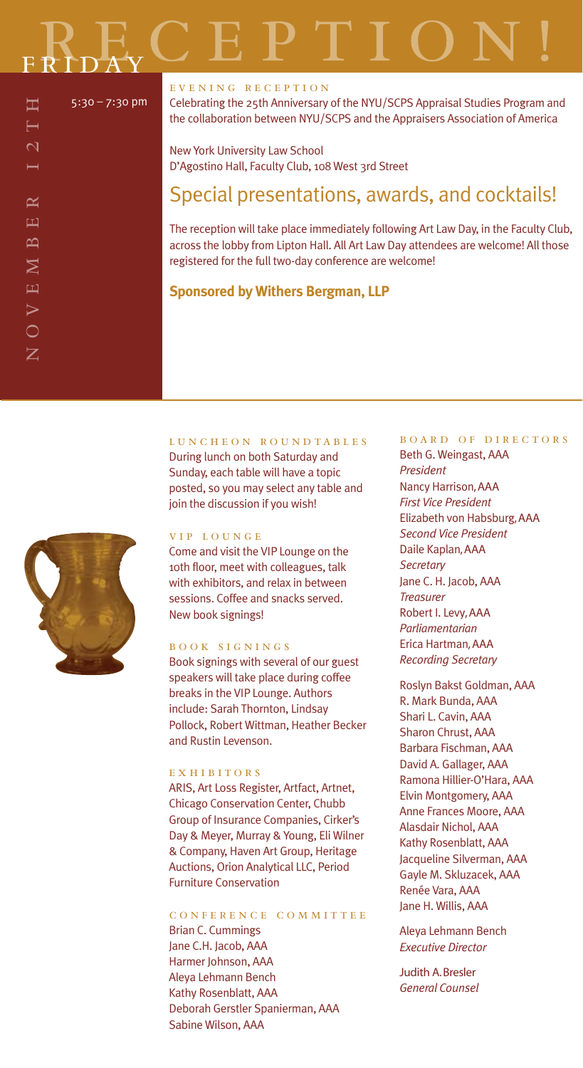# FRIDAY RECEPTION!

NOVEMBER 12TH

5:30 – 7:30 pm

EVENING RECEPTION

Celebrating the 25th Anniversary of the NYU/SCPS Appraisal Studies Program and the collaboration between NYU/SCPS and the Appraisers Association of America

New York University Law School
D'Agostino Hall, Faculty Club, 108 West 3rd Street

## Special presentations, awards, and cocktails!

The reception will take place immediately following Art Law Day, in the Faculty Club, across the lobby from Lipton Hall. All Art Law Day attendees are welcome! All those registered for the full two-day conference are welcome!

**Sponsored by Withers Bergman, LLP**

### LUNCHEON ROUNDTABLES

During lunch on both Saturday and Sunday, each table will have a topic posted, so you may select any table and join the discussion if you wish!

### VIP LOUNGE

Come and visit the VIP Lounge on the 10th floor, meet with colleagues, talk with exhibitors, and relax in between sessions. Coffee and snacks served. New book signings!

### BOOK SIGNINGS

Book signings with several of our guest speakers will take place during coffee breaks in the VIP Lounge. Authors include: Sarah Thornton, Lindsay Pollock, Robert Wittman, Heather Becker and Rustin Levenson.

### EXHIBITORS

ARIS, Art Loss Register, Artfact, Artnet, Chicago Conservation Center, Chubb Group of Insurance Companies, Cirker's Day & Meyer, Murray & Young, Eli Wilner & Company, Haven Art Group, Heritage Auctions, Orion Analytical LLC, Period Furniture Conservation

### CONFERENCE COMMITTEE

Brian C. Cummings
Jane C.H. Jacob, AAA
Harmer Johnson, AAA
Aleya Lehmann Bench
Kathy Rosenblatt, AAA
Deborah Gerstler Spanierman, AAA
Sabine Wilson, AAA

### BOARD OF DIRECTORS

Beth G. Weingast, AAA
*President*
Nancy Harrison, AAA
*First Vice President*
Elizabeth von Habsburg, AAA
*Second Vice President*
Daile Kaplan, AAA
*Secretary*
Jane C. H. Jacob, AAA
*Treasurer*
Robert I. Levy, AAA
*Parliamentarian*
Erica Hartman, AAA
*Recording Secretary*

Roslyn Bakst Goldman, AAA
R. Mark Bunda, AAA
Shari L. Cavin, AAA
Sharon Chrust, AAA
Barbara Fischman, AAA
David A. Gallager, AAA
Ramona Hillier-O'Hara, AAA
Elvin Montgomery, AAA
Anne Frances Moore, AAA
Alasdair Nichol, AAA
Kathy Rosenblatt, AAA
Jacqueline Silverman, AAA
Gayle M. Skluzacek, AAA
Renée Vara, AAA
Jane H. Willis, AAA

Aleya Lehmann Bench
*Executive Director*

Judith A. Bresler
*General Counsel*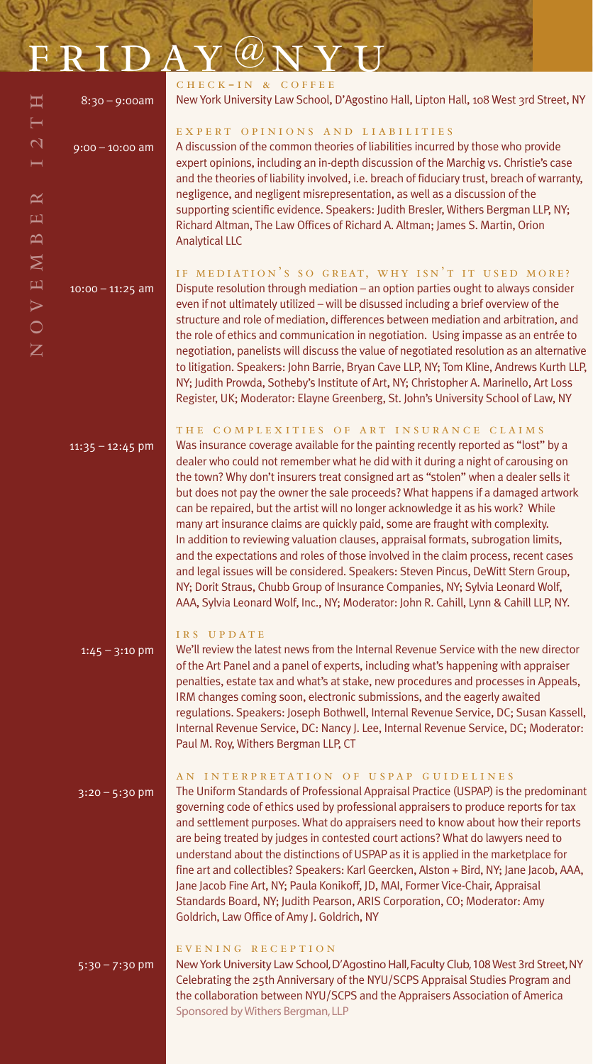# FRIDAY @ NYU

## NOVEMBER 12TH

**8:30 – 9:00am**

### CHECK-IN & COFFEE

New York University Law School, D'Agostino Hall, Lipton Hall, 108 West 3rd Street, NY

**9:00 – 10:00 am**

### EXPERT OPINIONS AND LIABILITIES

A discussion of the common theories of liabilities incurred by those who provide expert opinions, including an in-depth discussion of the Marchig vs. Christie's case and the theories of liability involved, i.e. breach of fiduciary trust, breach of warranty, negligence, and negligent misrepresentation, as well as a discussion of the supporting scientific evidence. Speakers: Judith Bresler, Withers Bergman LLP, NY; Richard Altman, The Law Offices of Richard A. Altman; James S. Martin, Orion Analytical LLC

**10:00 – 11:25 am**

### IF MEDIATION'S SO GREAT, WHY ISN'T IT USED MORE?

Dispute resolution through mediation – an option parties ought to always consider even if not ultimately utilized – will be discussed including a brief overview of the structure and role of mediation, differences between mediation and arbitration, and the role of ethics and communication in negotiation. Using impasse as an entrée to negotiation, panelists will discuss the value of negotiated resolution as an alternative to litigation. Speakers: John Barrie, Bryan Cave LLP, NY; Tom Kline, Andrews Kurth LLP, NY; Judith Prowda, Sotheby's Institute of Art, NY; Christopher A. Marinello, Art Loss Register, UK; Moderator: Elayne Greenberg, St. John's University School of Law, NY

**11:35 – 12:45 pm**

### THE COMPLEXITIES OF ART INSURANCE CLAIMS

Was insurance coverage available for the painting recently reported as "lost" by a dealer who could not remember what he did with it during a night of carousing on the town? Why don't insurers treat consigned art as "stolen" when a dealer sells it but does not pay the owner the sale proceeds? What happens if a damaged artwork can be repaired, but the artist will no longer acknowledge it as his work? While many art insurance claims are quickly paid, some are fraught with complexity. In addition to reviewing valuation clauses, appraisal formats, subrogation limits, and the expectations and roles of those involved in the claim process, recent cases and legal issues will be considered. Speakers: Steven Pincus, DeWitt Stern Group, NY; Dorit Straus, Chubb Group of Insurance Companies, NY; Sylvia Leonard Wolf, AAA, Sylvia Leonard Wolf, Inc., NY; Moderator: John R. Cahill, Lynn & Cahill LLP, NY.

**1:45 – 3:10 pm**

### IRS UPDATE

We'll review the latest news from the Internal Revenue Service with the new director of the Art Panel and a panel of experts, including what's happening with appraiser penalties, estate tax and what's at stake, new procedures and processes in Appeals, IRM changes coming soon, electronic submissions, and the eagerly awaited regulations. Speakers: Joseph Bothwell, Internal Revenue Service, DC; Susan Kassell, Internal Revenue Service, DC: Nancy J. Lee, Internal Revenue Service, DC; Moderator: Paul M. Roy, Withers Bergman LLP, CT

**3:20 – 5:30 pm**

### AN INTERPRETATION OF USPAP GUIDELINES

The Uniform Standards of Professional Appraisal Practice (USPAP) is the predominant governing code of ethics used by professional appraisers to produce reports for tax and settlement purposes. What do appraisers need to know about how their reports are being treated by judges in contested court actions? What do lawyers need to understand about the distinctions of USPAP as it is applied in the marketplace for fine art and collectibles? Speakers: Karl Geercken, Alston + Bird, NY; Jane Jacob, AAA, Jane Jacob Fine Art, NY; Paula Konikoff, JD, MAI, Former Vice-Chair, Appraisal Standards Board, NY; Judith Pearson, ARIS Corporation, CO; Moderator: Amy Goldrich, Law Office of Amy J. Goldrich, NY

**5:30 – 7:30 pm**

### EVENING RECEPTION

New York University Law School, D'Agostino Hall, Faculty Club, 108 West 3rd Street, NY
Celebrating the 25th Anniversary of the NYU/SCPS Appraisal Studies Program and the collaboration between NYU/SCPS and the Appraisers Association of America
Sponsored by Withers Bergman, LLP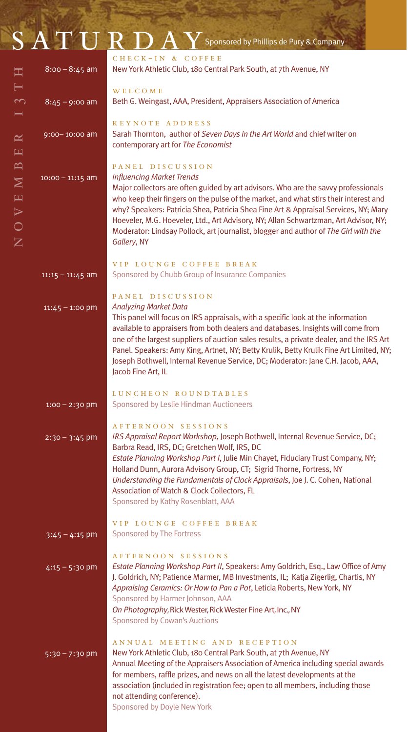# SATURDAY Sponsored by Phillips de Pury & Company

## NOVEMBER 13TH

**8:00 – 8:45 am**
CHECK-IN & COFFEE
New York Athletic Club, 180 Central Park South, at 7th Avenue, NY

**8:45 – 9:00 am**
WELCOME
Beth G. Weingast, AAA, President, Appraisers Association of America

**9:00– 10:00 am**
KEYNOTE ADDRESS
Sarah Thornton, author of *Seven Days in the Art World* and chief writer on contemporary art for *The Economist*

**10:00 – 11:15 am**
PANEL DISCUSSION
*Influencing Market Trends*
Major collectors are often guided by art advisors. Who are the savvy professionals who keep their fingers on the pulse of the market, and what stirs their interest and why? Speakers: Patricia Shea, Patricia Shea Fine Art & Appraisal Services, NY; Mary Hoeveler, M.G. Hoeveler, Ltd., Art Advisory, NY; Allan Schwartzman, Art Advisor, NY; Moderator: Lindsay Pollock, art journalist, blogger and author of *The Girl with the Gallery*, NY

**11:15 – 11:45 am**
VIP LOUNGE COFFEE BREAK
Sponsored by Chubb Group of Insurance Companies

**11:45 – 1:00 pm**
PANEL DISCUSSION
*Analyzing Market Data*
This panel will focus on IRS appraisals, with a specific look at the information available to appraisers from both dealers and databases. Insights will come from one of the largest suppliers of auction sales results, a private dealer, and the IRS Art Panel. Speakers: Amy King, Artnet, NY; Betty Krulik, Betty Krulik Fine Art Limited, NY; Joseph Bothwell, Internal Revenue Service, DC; Moderator: Jane C.H. Jacob, AAA, Jacob Fine Art, IL

**1:00 – 2:30 pm**
LUNCHEON ROUNDTABLES
Sponsored by Leslie Hindman Auctioneers

**2:30 – 3:45 pm**
AFTERNOON SESSIONS
*IRS Appraisal Report Workshop*, Joseph Bothwell, Internal Revenue Service, DC; Barbra Read, IRS, DC; Gretchen Wolf, IRS, DC
*Estate Planning Workshop Part I*, Julie Min Chayet, Fiduciary Trust Company, NY; Holland Dunn, Aurora Advisory Group, CT; Sigrid Thorne, Fortress, NY
*Understanding the Fundamentals of Clock Appraisals*, Joe J. C. Cohen, National Association of Watch & Clock Collectors, FL
Sponsored by Kathy Rosenblatt, AAA

**3:45 – 4:15 pm**
VIP LOUNGE COFFEE BREAK
Sponsored by The Fortress

**4:15 – 5:30 pm**
AFTERNOON SESSIONS
*Estate Planning Workshop Part II*, Speakers: Amy Goldrich, Esq., Law Office of Amy J. Goldrich, NY; Patience Marmer, MB Investments, IL; Katja Zigerlig, Chartis, NY
*Appraising Ceramics: Or How to Pan a Pot*, Leticia Roberts, New York, NY
Sponsored by Harmer Johnson, AAA
*On Photography*, Rick Wester, Rick Wester Fine Art, Inc., NY
Sponsored by Cowan's Auctions

**5:30 – 7:30 pm**
ANNUAL MEETING AND RECEPTION
New York Athletic Club, 180 Central Park South, at 7th Avenue, NY
Annual Meeting of the Appraisers Association of America including special awards for members, raffle prizes, and news on all the latest developments at the association (included in registration fee; open to all members, including those not attending conference).
Sponsored by Doyle New York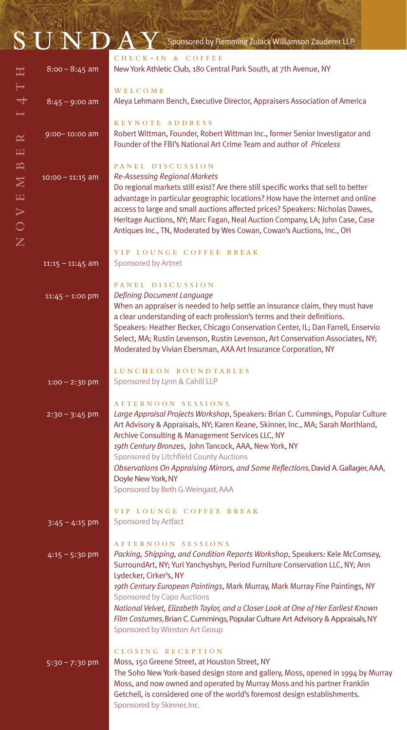# SUNDAY

Sponsored by Flemming Zulack Williamson Zauderer LLP

NOVEMBER 14TH

**8:00 – 8:45 am**
CHECK-IN & COFFEE
New York Athletic Club, 180 Central Park South, at 7th Avenue, NY

**8:45 – 9:00 am**
WELCOME
Aleya Lehmann Bench, Executive Director, Appraisers Association of America

**9:00– 10:00 am**
KEYNOTE ADDRESS
Robert Wittman, Founder, Robert Wittman Inc., former Senior Investigator and Founder of the FBI's National Art Crime Team and author of *Priceless*

**10:00 – 11:15 am**
PANEL DISCUSSION
*Re-Assessing Regional Markets*
Do regional markets still exist? Are there still specific works that sell to better advantage in particular geographic locations? How have the internet and online access to large and small auctions affected prices? Speakers: Nicholas Dawes, Heritage Auctions, NY; Marc Fagan, Neal Auction Company, LA; John Case, Case Antiques Inc., TN, Moderated by Wes Cowan, Cowan's Auctions, Inc., OH

**11:15 – 11:45 am**
VIP LOUNGE COFFEE BREAK
Sponsored by Artnet

**11:45 – 1:00 pm**
PANEL DISCUSSION
*Defining Document Language*
When an appraiser is needed to help settle an insurance claim, they must have a clear understanding of each profession's terms and their definitions. Speakers: Heather Becker, Chicago Conservation Center, IL; Dan Farrell, Enservio Select, MA; Rustin Levenson, Rustin Levenson, Art Conservation Associates, NY; Moderated by Vivian Ebersman, AXA Art Insurance Corporation, NY

**1:00 – 2:30 pm**
LUNCHEON ROUNDTABLES
Sponsored by Lynn & Cahill LLP

**2:30 – 3:45 pm**
AFTERNOON SESSIONS
*Large Appraisal Projects Workshop*, Speakers: Brian C. Cummings, Popular Culture Art Advisory & Appraisals, NY; Karen Keane, Skinner, Inc., MA; Sarah Morthland, Archive Consulting & Management Services LLC, NY
*19th Century Bronzes*, John Tancock, AAA, New York, NY
Sponsored by Litchfield County Auctions
*Observations On Appraising Mirrors, and Some Reflections*, David A. Gallager, AAA, Doyle New York, NY
Sponsored by Beth G. Weingast, AAA

**3:45 – 4:15 pm**
VIP LOUNGE COFFEE BREAK
Sponsored by Artfact

**4:15 – 5:30 pm**
AFTERNOON SESSIONS
*Packing, Shipping, and Condition Reports Workshop*, Speakers: Kele McComsey, SurroundArt, NY; Yuri Yanchyshyn, Period Furniture Conservation LLC, NY; Ann Lydecker, Cirker's, NY
*19th Century European Paintings*, Mark Murray, Mark Murray Fine Paintings, NY
Sponsored by Capo Auctions
*National Velvet, Elizabeth Taylor, and a Closer Look at One of Her Earliest Known Film Costumes*, Brian C. Cummings, Popular Culture Art Advisory & Appraisals, NY
Sponsored by Winston Art Group

**5:30 – 7:30 pm**
CLOSING RECEPTION
Moss, 150 Greene Street, at Houston Street, NY
The Soho New York-based design store and gallery, Moss, opened in 1994 by Murray Moss, and now owned and operated by Murray Moss and his partner Franklin Getchell, is considered one of the world's foremost design establishments.
Sponsored by Skinner, Inc.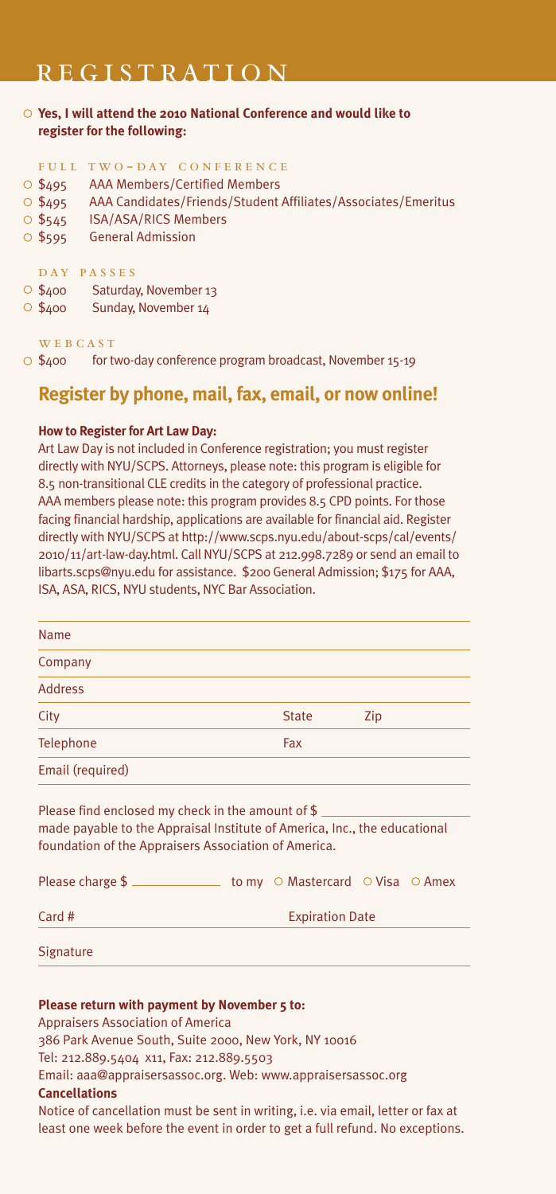# REGISTRATION

○ **Yes, I will attend the 2010 National Conference and would like to register for the following:**

### FULL TWO-DAY CONFERENCE

- ○ $495 AAA Members/Certified Members
- ○ $495 AAA Candidates/Friends/Student Affiliates/Associates/Emeritus
- ○ $545 ISA/ASA/RICS Members
- ○ $595 General Admission

### DAY PASSES

- ○ $400 Saturday, November 13
- ○ $400 Sunday, November 14

### WEBCAST

- ○ $400 for two-day conference program broadcast, November 15-19

## Register by phone, mail, fax, email, or now online!

**How to Register for Art Law Day:**

Art Law Day is not included in Conference registration; you must register directly with NYU/SCPS. Attorneys, please note: this program is eligible for 8.5 non-transitional CLE credits in the category of professional practice. AAA members please note: this program provides 8.5 CPD points. For those facing financial hardship, applications are available for financial aid. Register directly with NYU/SCPS at http://www.scps.nyu.edu/about-scps/cal/events/2010/11/art-law-day.html. Call NYU/SCPS at 212.998.7289 or send an email to libarts.scps@nyu.edu for assistance. $200 General Admission; $175 for AAA, ISA, ASA, RICS, NYU students, NYC Bar Association.

Name

Company

Address

City State Zip

Telephone Fax

Email (required)

Please find enclosed my check in the amount of $ ____________________
made payable to the Appraisal Institute of America, Inc., the educational foundation of the Appraisers Association of America.

Please charge $ ____________ to my ○ Mastercard ○ Visa ○ Amex

Card # Expiration Date

Signature

**Please return with payment by November 5 to:**

Appraisers Association of America
386 Park Avenue South, Suite 2000, New York, NY 10016
Tel: 212.889.5404 x11, Fax: 212.889.5503
Email: aaa@appraisersassoc.org. Web: www.appraisersassoc.org

**Cancellations**

Notice of cancellation must be sent in writing, i.e. via email, letter or fax at least one week before the event in order to get a full refund. No exceptions.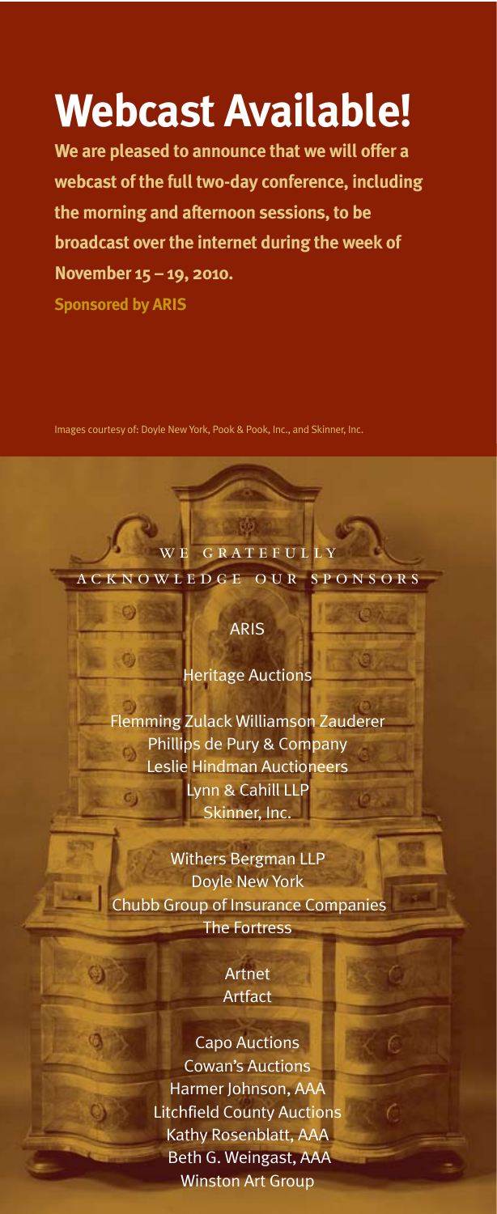# Webcast Available!

**We are pleased to announce that we will offer a webcast of the full two-day conference, including the morning and afternoon sessions, to be broadcast over the internet during the week of November 15 – 19, 2010.**

**Sponsored by ARIS**

Images courtesy of: Doyle New York, Pook & Pook, Inc., and Skinner, Inc.

## WE GRATEFULLY ACKNOWLEDGE OUR SPONSORS

ARIS

Heritage Auctions

Flemming Zulack Williamson Zauderer
Phillips de Pury & Company
Leslie Hindman Auctioneers
Lynn & Cahill LLP
Skinner, Inc.

Withers Bergman LLP
Doyle New York
Chubb Group of Insurance Companies
The Fortress

Artnet
Artfact

Capo Auctions
Cowan's Auctions
Harmer Johnson, AAA
Litchfield County Auctions
Kathy Rosenblatt, AAA
Beth G. Weingast, AAA
Winston Art Group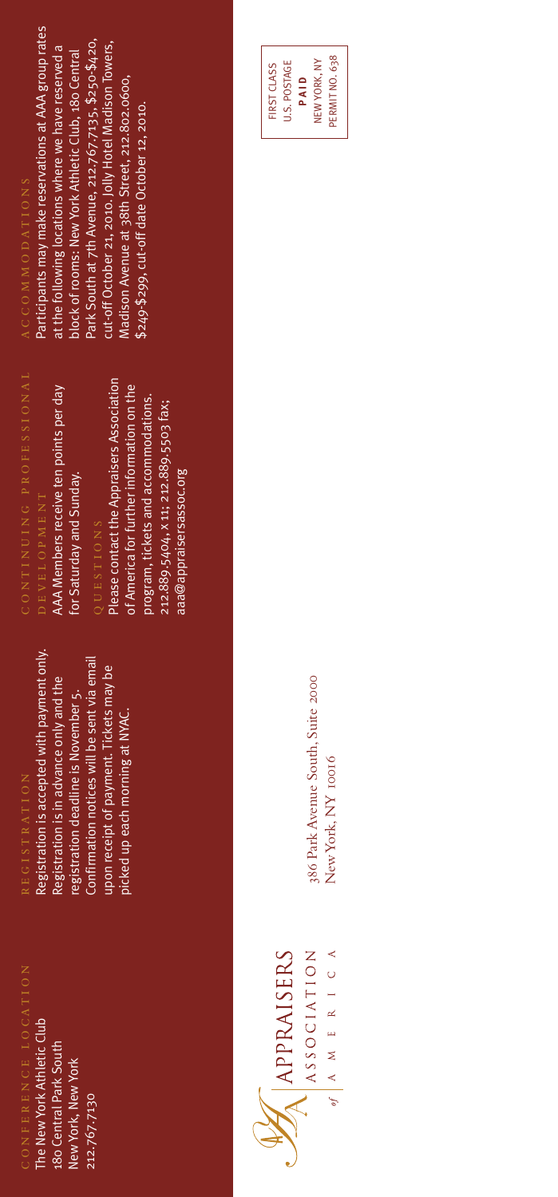## Conference Location

The New York Athletic Club
180 Central Park South
New York, New York
212.767.7130

## Registration

Registration is accepted with payment only. Registration is in advance only and the registration deadline is November 5. Confirmation notices will be sent via email upon receipt of payment. Tickets may be picked up each morning at NYAC.

## Continuing Professional Development

AAA Members receive ten points per day for Saturday and Sunday.

## Questions

Please contact the Appraisers Association of America for further information on the program, tickets and accommodations. 212.889.5404, x11; 212.889.5503 fax; aaa@appraisersassoc.org

## Accommodations

Participants may make reservations at AAA group rates at the following locations where we have reserved a block of rooms: New York Athletic Club, 180 Central Park South at 7th Avenue, 212.767.7135, $250-$420, cut-off October 21, 2010. Jolly Hotel Madison Towers, Madison Avenue at 38th Street, 212.802.0600, $249-$299, cut-off date October 12, 2010.

Appraisers Association of America

386 Park Avenue South, Suite 2000
New York, NY 10016

FIRST CLASS
U.S. POSTAGE
**PAID**
NEW YORK, NY
PERMIT NO. 638